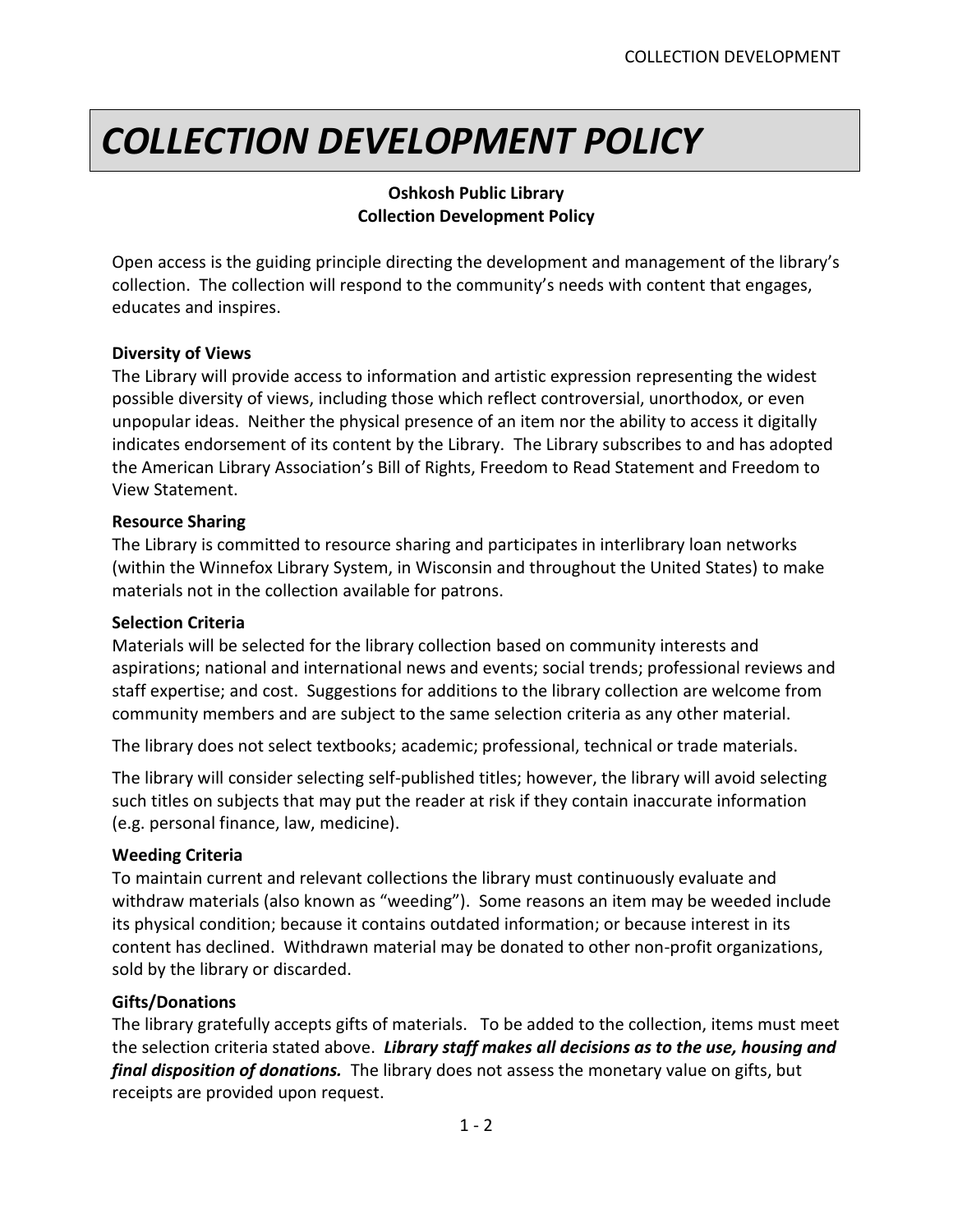# COLLECTION DEVELOPMENT POLICY

**Oshkosh Public Library**
**Collection Development Policy**

Open access is the guiding principle directing the development and management of the library's collection. The collection will respond to the community's needs with content that engages, educates and inspires.

### Diversity of Views

The Library will provide access to information and artistic expression representing the widest possible diversity of views, including those which reflect controversial, unorthodox, or even unpopular ideas. Neither the physical presence of an item nor the ability to access it digitally indicates endorsement of its content by the Library. The Library subscribes to and has adopted the American Library Association's Bill of Rights, Freedom to Read Statement and Freedom to View Statement.

### Resource Sharing

The Library is committed to resource sharing and participates in interlibrary loan networks (within the Winnefox Library System, in Wisconsin and throughout the United States) to make materials not in the collection available for patrons.

### Selection Criteria

Materials will be selected for the library collection based on community interests and aspirations; national and international news and events; social trends; professional reviews and staff expertise; and cost. Suggestions for additions to the library collection are welcome from community members and are subject to the same selection criteria as any other material.

The library does not select textbooks; academic; professional, technical or trade materials.

The library will consider selecting self-published titles; however, the library will avoid selecting such titles on subjects that may put the reader at risk if they contain inaccurate information (e.g. personal finance, law, medicine).

### Weeding Criteria

To maintain current and relevant collections the library must continuously evaluate and withdraw materials (also known as "weeding"). Some reasons an item may be weeded include its physical condition; because it contains outdated information; or because interest in its content has declined. Withdrawn material may be donated to other non-profit organizations, sold by the library or discarded.

### Gifts/Donations

The library gratefully accepts gifts of materials. To be added to the collection, items must meet the selection criteria stated above. ***Library staff makes all decisions as to the use, housing and final disposition of donations.*** The library does not assess the monetary value on gifts, but receipts are provided upon request.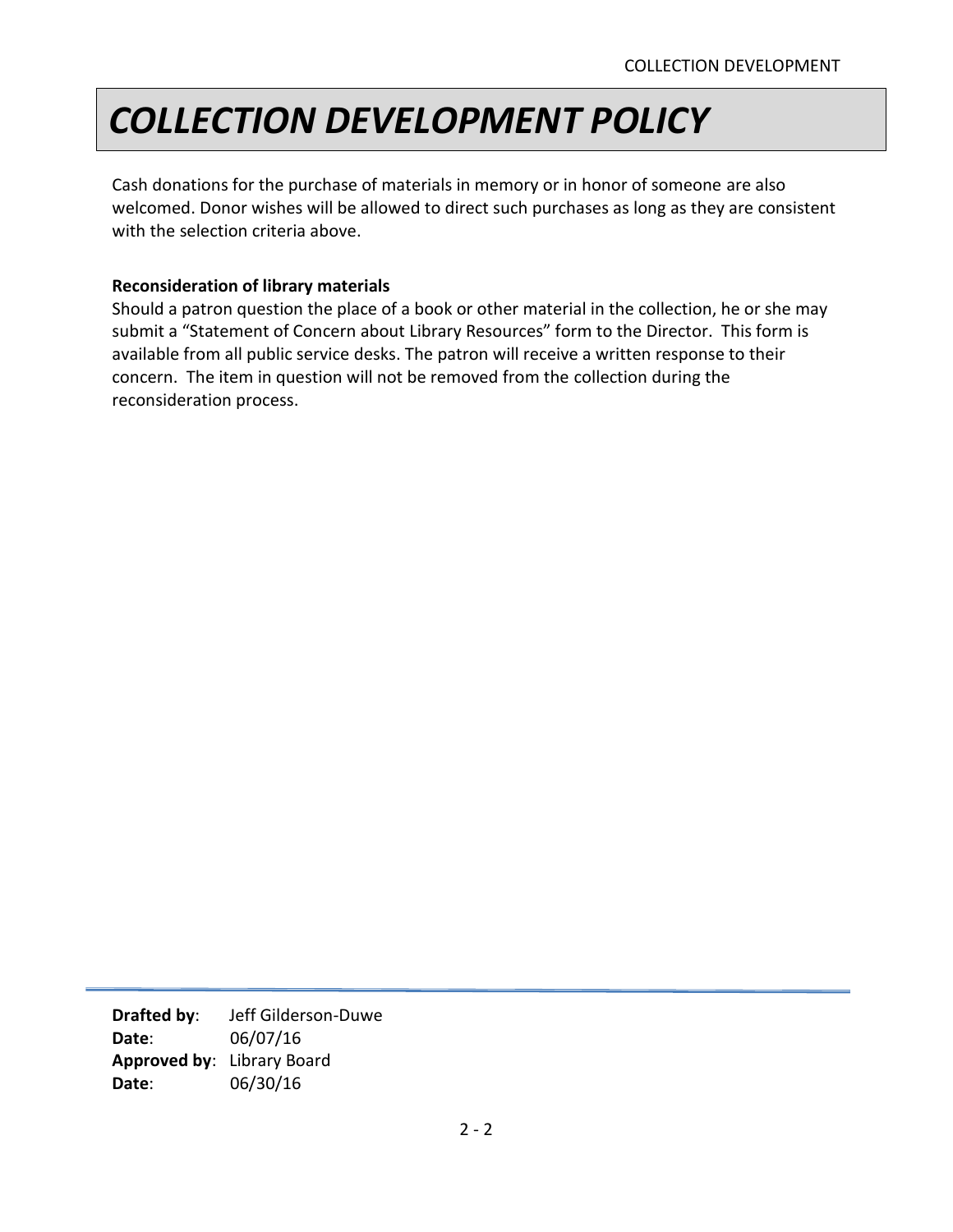# COLLECTION DEVELOPMENT POLICY

Cash donations for the purchase of materials in memory or in honor of someone are also welcomed. Donor wishes will be allowed to direct such purchases as long as they are consistent with the selection criteria above.

**Reconsideration of library materials**

Should a patron question the place of a book or other material in the collection, he or she may submit a "Statement of Concern about Library Resources" form to the Director. This form is available from all public service desks. The patron will receive a written response to their concern. The item in question will not be removed from the collection during the reconsideration process.

---

**Drafted by**: Jeff Gilderson-Duwe
**Date**: 06/07/16
**Approved by**: Library Board
**Date**: 06/30/16